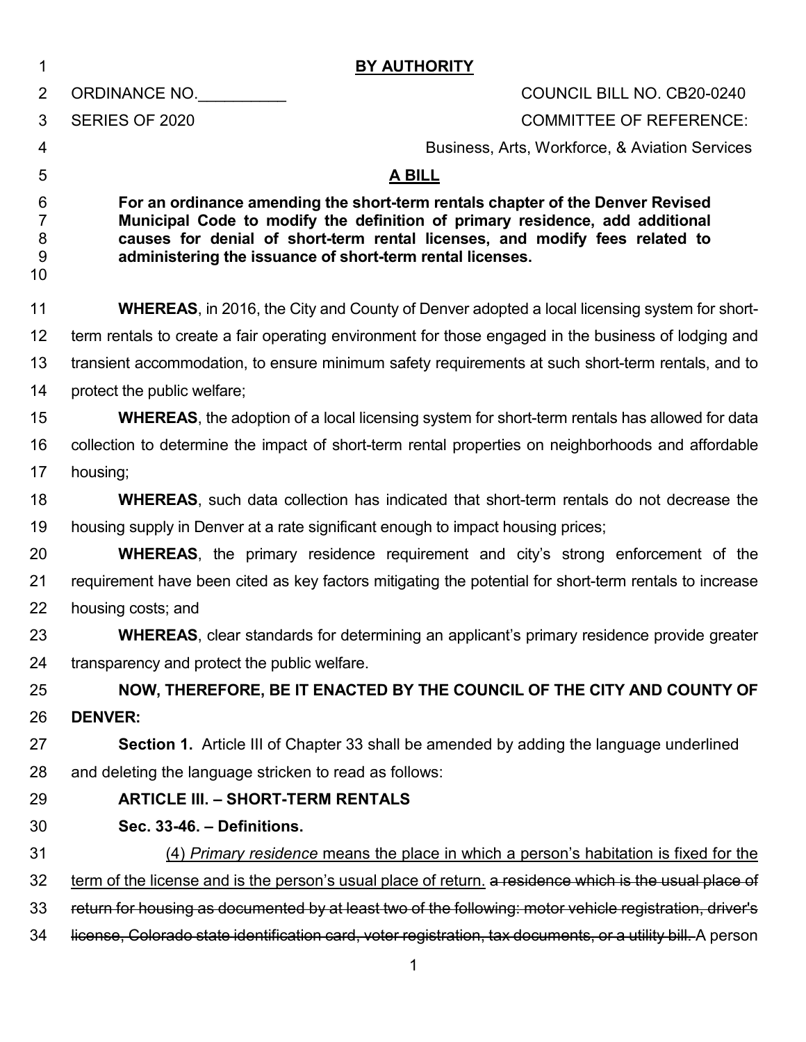**BY AUTHORITY**

ORDINANCE NO.__________ COUNCIL BILL NO. CB20-0240

SERIES OF 2020 COMMITTEE OF REFERENCE:

Business, Arts, Workforce, & Aviation Services

**A BILL**

**For an ordinance amending the short-term rentals chapter of the Denver Revised Municipal Code to modify the definition of primary residence, add additional causes for denial of short-term rental licenses, and modify fees related to administering the issuance of short-term rental licenses.**

**WHEREAS**, in 2016, the City and County of Denver adopted a local licensing system for short-term rentals to create a fair operating environment for those engaged in the business of lodging and transient accommodation, to ensure minimum safety requirements at such short-term rentals, and to protect the public welfare;

**WHEREAS**, the adoption of a local licensing system for short-term rentals has allowed for data collection to determine the impact of short-term rental properties on neighborhoods and affordable housing;

**WHEREAS**, such data collection has indicated that short-term rentals do not decrease the housing supply in Denver at a rate significant enough to impact housing prices;

**WHEREAS**, the primary residence requirement and city's strong enforcement of the requirement have been cited as key factors mitigating the potential for short-term rentals to increase housing costs; and

**WHEREAS**, clear standards for determining an applicant's primary residence provide greater transparency and protect the public welfare.

**NOW, THEREFORE, BE IT ENACTED BY THE COUNCIL OF THE CITY AND COUNTY OF DENVER:**

**Section 1.** Article III of Chapter 33 shall be amended by adding the language underlined and deleting the language stricken to read as follows:

**ARTICLE III. – SHORT-TERM RENTALS**

**Sec. 33-46. – Definitions.**

<u>(4)</u> *Primary residence* means <u>the place in which a person's habitation is fixed for the term of the license and is the person's usual place of return.</u> ~~a residence which is the usual place of return for housing as documented by at least two of the following: motor vehicle registration, driver's license, Colorado state identification card, voter registration, tax documents, or a utility bill.~~ A person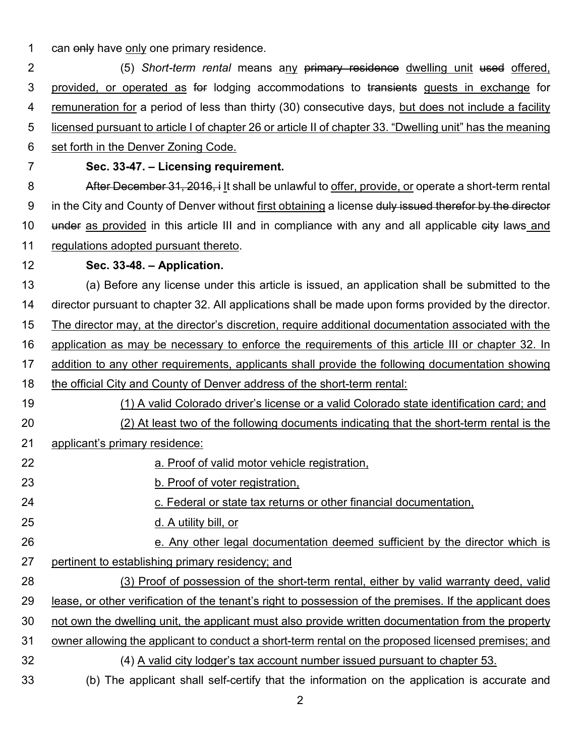can ~~only~~ have <u>only</u> one primary residence.

(5) *Short-term rental* means a<u>ny</u> ~~primary residence~~ <u>dwelling unit</u> ~~used~~ <u>offered, provided, or operated as</u> ~~for~~ lodging accommodations to ~~transients~~ <u>guests in exchange</u> for <u>remuneration for</u> a period of less than thirty (30) consecutive days, <u>but does not include a facility licensed pursuant to article I of chapter 26 or article II of chapter 33. "Dwelling unit" has the meaning set forth in the Denver Zoning Code.</u>

**Sec. 33-47. – Licensing requirement.**

~~After December 31, 2016, i~~ <u>I</u>t shall be unlawful to <u>offer, provide, or</u> operate a short-term rental in the City and County of Denver without <u>first obtaining</u> a license ~~duly issued therefor by the director under~~ <u>as provided</u> in this article III and in compliance with any and all applicable ~~city~~ laws <u>and regulations adopted pursuant thereto</u>.

**Sec. 33-48. – Application.**

(a) Before any license under this article is issued, an application shall be submitted to the director pursuant to chapter 32. All applications shall be made upon forms provided by the director. <u>The director may, at the director's discretion, require additional documentation associated with the application as may be necessary to enforce the requirements of this article III or chapter 32. In addition to any other requirements, applicants shall provide the following documentation showing the official City and County of Denver address of the short-term rental:</u>

<u>(1) A valid Colorado driver's license or a valid Colorado state identification card; and</u>

<u>(2) At least two of the following documents indicating that the short-term rental is the applicant's primary residence:</u>

<u>a. Proof of valid motor vehicle registration,</u>

<u>b. Proof of voter registration,</u>

<u>c. Federal or state tax returns or other financial documentation,</u>

<u>d. A utility bill, or</u>

<u>e. Any other legal documentation deemed sufficient by the director which is pertinent to establishing primary residency; and</u>

<u>(3) Proof of possession of the short-term rental, either by valid warranty deed, valid lease, or other verification of the tenant's right to possession of the premises. If the applicant does not own the dwelling unit, the applicant must also provide written documentation from the property owner allowing the applicant to conduct a short-term rental on the proposed licensed premises; and</u>

(4) <u>A valid city lodger's tax account number issued pursuant to chapter 53.</u>

(b) The applicant shall self-certify that the information on the application is accurate and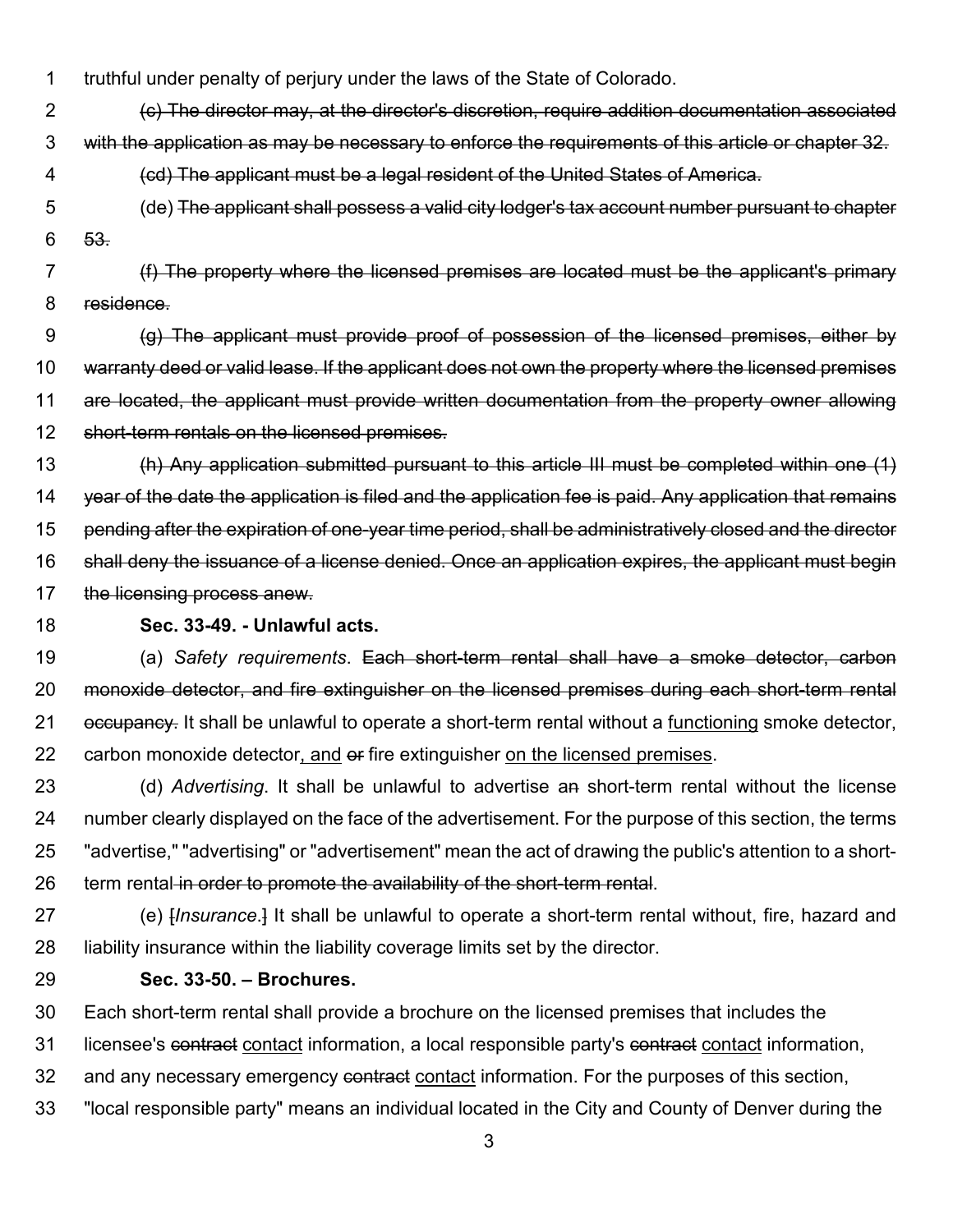truthful under penalty of perjury under the laws of the State of Colorado.

~~(c) The director may, at the director's discretion, require addition documentation associated with the application as may be necessary to enforce the requirements of this article or chapter 32.~~

~~(cd) The applicant must be a legal resident of the United States of America.~~

(de) ~~The applicant shall possess a valid city lodger's tax account number pursuant to chapter 53.~~

~~(f) The property where the licensed premises are located must be the applicant's primary residence.~~

~~(g) The applicant must provide proof of possession of the licensed premises, either by warranty deed or valid lease. If the applicant does not own the property where the licensed premises are located, the applicant must provide written documentation from the property owner allowing short-term rentals on the licensed premises.~~

~~(h) Any application submitted pursuant to this article III must be completed within one (1) year of the date the application is filed and the application fee is paid. Any application that remains pending after the expiration of one-year time period, shall be administratively closed and the director shall deny the issuance of a license denied. Once an application expires, the applicant must begin the licensing process anew.~~

**Sec. 33-49. - Unlawful acts.**

(a) *Safety requirements*. ~~Each short-term rental shall have a smoke detector, carbon monoxide detector, and fire extinguisher on the licensed premises during each short-term rental occupancy.~~ It shall be unlawful to operate a short-term rental without a <u>functioning</u> smoke detector, carbon monoxide detector<u>, and</u> ~~or~~ fire extinguisher <u>on the licensed premises</u>.

(d) *Advertising*. It shall be unlawful to advertise a~~n~~ short-term rental without the license number clearly displayed on the face of the advertisement. For the purpose of this section, the terms "advertise," "advertising" or "advertisement" mean the act of drawing the public's attention to a short-term rental~~ in order to promote the availability of the short-term rental~~.

(e) ~~[~~*Insurance*.~~]~~ It shall be unlawful to operate a short-term rental without, fire, hazard and liability insurance within the liability coverage limits set by the director.

**Sec. 33-50. – Brochures.**

Each short-term rental shall provide a brochure on the licensed premises that includes the licensee's ~~contract~~ <u>contact</u> information, a local responsible party's ~~contract~~ <u>contact</u> information, and any necessary emergency ~~contract~~ <u>contact</u> information. For the purposes of this section, "local responsible party" means an individual located in the City and County of Denver during the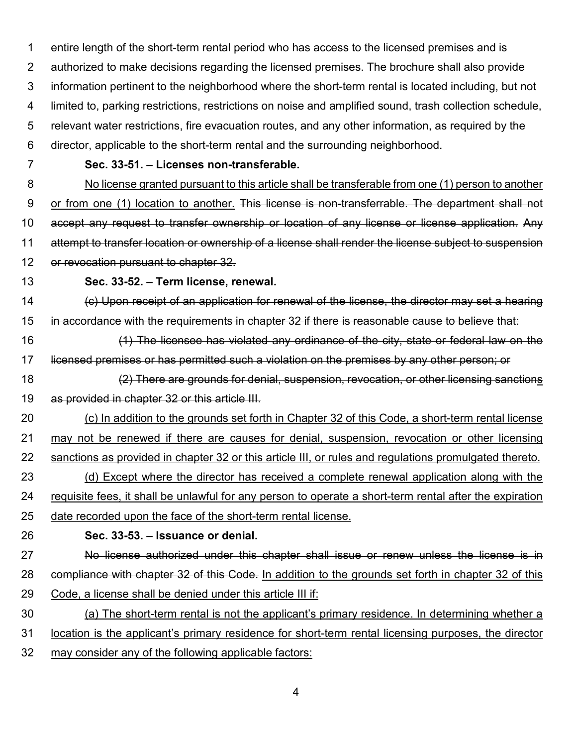entire length of the short-term rental period who has access to the licensed premises and is authorized to make decisions regarding the licensed premises. The brochure shall also provide information pertinent to the neighborhood where the short-term rental is located including, but not limited to, parking restrictions, restrictions on noise and amplified sound, trash collection schedule, relevant water restrictions, fire evacuation routes, and any other information, as required by the director, applicable to the short-term rental and the surrounding neighborhood.

**Sec. 33-51. – Licenses non-transferable.**

<u>No license granted pursuant to this article shall be transferable from one (1) person to another or from one (1) location to another.</u> ~~This license is non-transferrable. The department shall not accept any request to transfer ownership or location of any license or license application. Any attempt to transfer location or ownership of a license shall render the license subject to suspension or revocation pursuant to chapter 32.~~

**Sec. 33-52. – Term license, renewal.**

~~(c) Upon receipt of an application for renewal of the license, the director may set a hearing in accordance with the requirements in chapter 32 if there is reasonable cause to believe that:~~

~~(1) The licensee has violated any ordinance of the city, state or federal law on the licensed premises or has permitted such a violation on the premises by any other person; or~~

~~(2) There are grounds for denial, suspension, revocation, or other licensing sanctions as provided in chapter 32 or this article III.~~

<u>(c) In addition to the grounds set forth in Chapter 32 of this Code, a short-term rental license may not be renewed if there are causes for denial, suspension, revocation or other licensing sanctions as provided in chapter 32 or this article III, or rules and regulations promulgated thereto.</u>

<u>(d) Except where the director has received a complete renewal application along with the requisite fees, it shall be unlawful for any person to operate a short-term rental after the expiration date recorded upon the face of the short-term rental license.</u>

**Sec. 33-53. – Issuance or denial.**

~~No license authorized under this chapter shall issue or renew unless the license is in compliance with chapter 32 of this Code.~~ <u>In addition to the grounds set forth in chapter 32 of this Code, a license shall be denied under this article III if:</u>

<u>(a) The short-term rental is not the applicant's primary residence. In determining whether a location is the applicant's primary residence for short-term rental licensing purposes, the director may consider any of the following applicable factors:</u>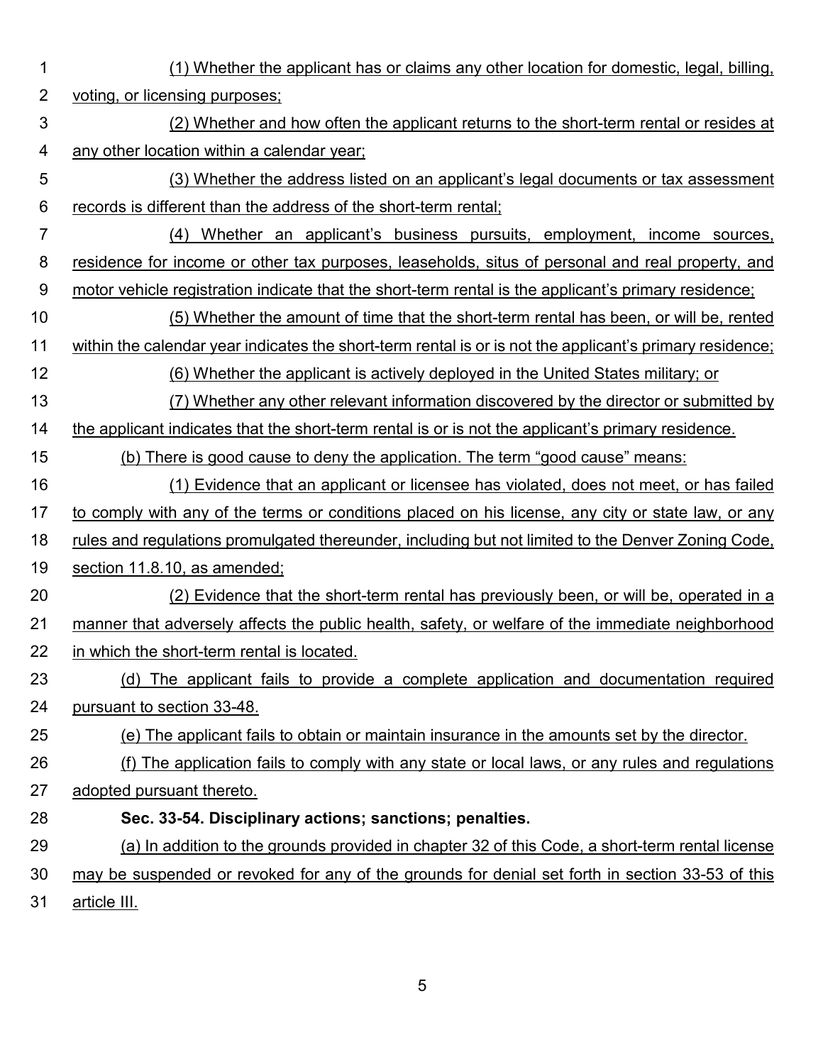(1) Whether the applicant has or claims any other location for domestic, legal, billing, voting, or licensing purposes;

(2) Whether and how often the applicant returns to the short-term rental or resides at any other location within a calendar year;

(3) Whether the address listed on an applicant's legal documents or tax assessment records is different than the address of the short-term rental;

(4) Whether an applicant's business pursuits, employment, income sources, residence for income or other tax purposes, leaseholds, situs of personal and real property, and motor vehicle registration indicate that the short-term rental is the applicant's primary residence;

(5) Whether the amount of time that the short-term rental has been, or will be, rented within the calendar year indicates the short-term rental is or is not the applicant's primary residence;

(6) Whether the applicant is actively deployed in the United States military; or

(7) Whether any other relevant information discovered by the director or submitted by the applicant indicates that the short-term rental is or is not the applicant's primary residence.

(b) There is good cause to deny the application. The term "good cause" means:

(1) Evidence that an applicant or licensee has violated, does not meet, or has failed to comply with any of the terms or conditions placed on his license, any city or state law, or any rules and regulations promulgated thereunder, including but not limited to the Denver Zoning Code, section 11.8.10, as amended;

(2) Evidence that the short-term rental has previously been, or will be, operated in a manner that adversely affects the public health, safety, or welfare of the immediate neighborhood in which the short-term rental is located.

(d) The applicant fails to provide a complete application and documentation required pursuant to section 33-48.

(e) The applicant fails to obtain or maintain insurance in the amounts set by the director.

(f) The application fails to comply with any state or local laws, or any rules and regulations adopted pursuant thereto.

**Sec. 33-54. Disciplinary actions; sanctions; penalties.**

(a) In addition to the grounds provided in chapter 32 of this Code, a short-term rental license may be suspended or revoked for any of the grounds for denial set forth in section 33-53 of this article III.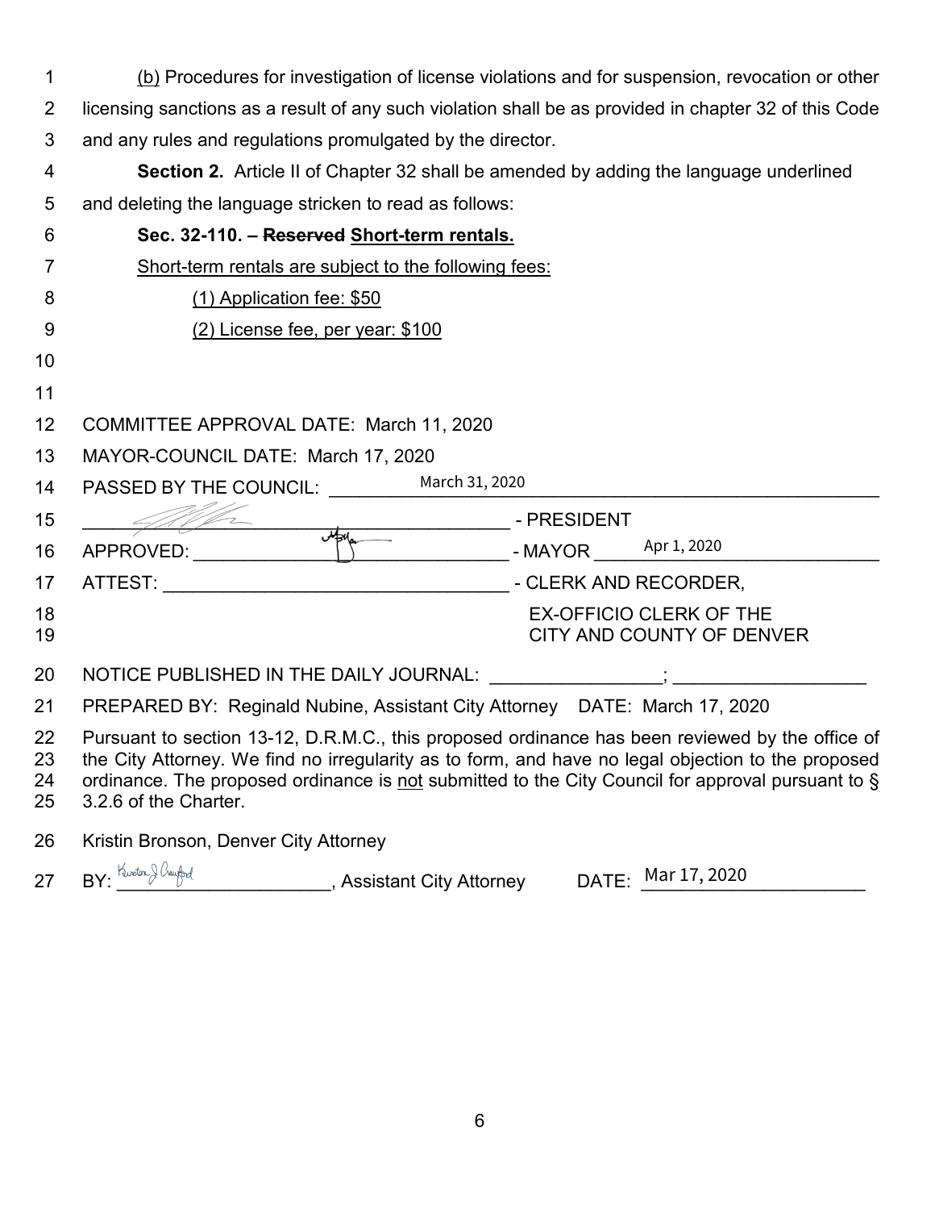(b) Procedures for investigation of license violations and for suspension, revocation or other licensing sanctions as a result of any such violation shall be as provided in chapter 32 of this Code and any rules and regulations promulgated by the director.

**Section 2.** Article II of Chapter 32 shall be amended by adding the language underlined and deleting the language stricken to read as follows:

**Sec. 32-110. – ~~Reserved~~ Short-term rentals.**

Short-term rentals are subject to the following fees:

(1) Application fee: $50

(2) License fee, per year: $100

COMMITTEE APPROVAL DATE: March 11, 2020

MAYOR-COUNCIL DATE: March 17, 2020

PASSED BY THE COUNCIL: March 31, 2020

_______________________________ - PRESIDENT

APPROVED: _______________________________ - MAYOR Apr 1, 2020

ATTEST: _______________________________ - CLERK AND RECORDER, EX-OFFICIO CLERK OF THE CITY AND COUNTY OF DENVER

NOTICE PUBLISHED IN THE DAILY JOURNAL: ________________; __________________

PREPARED BY: Reginald Nubine, Assistant City Attorney DATE: March 17, 2020

Pursuant to section 13-12, D.R.M.C., this proposed ordinance has been reviewed by the office of the City Attorney. We find no irregularity as to form, and have no legal objection to the proposed ordinance. The proposed ordinance is not submitted to the City Council for approval pursuant to § 3.2.6 of the Charter.

Kristin Bronson, Denver City Attorney

BY: Kirsten J Crawford, Assistant City Attorney DATE: Mar 17, 2020